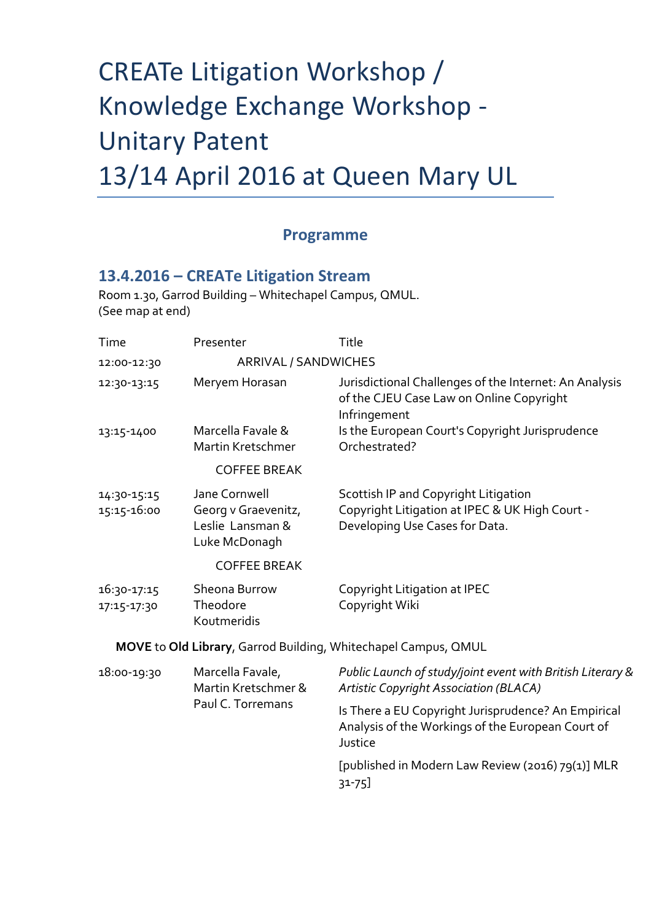# CREATe Litigation Workshop / Knowledge Exchange Workshop - Unitary Patent 13/14 April 2016 at Queen Mary UL

## Programme

### 13.4.2016 – CREATe Litigation Stream

Room 1.30, Garrod Building – Whitechapel Campus, QMUL.
(See map at end)

| Time | Presenter | Title |
|---|---|---|
| 12:00-12:30 | ARRIVAL / SANDWICHES | |
| 12:30-13:15 | Meryem Horasan | Jurisdictional Challenges of the Internet: An Analysis of the CJEU Case Law on Online Copyright Infringement |
| 13:15-1400 | Marcella Favale & Martin Kretschmer | Is the European Court's Copyright Jurisprudence Orchestrated? |
| | COFFEE BREAK | |
| 14:30-15:15 | Jane Cornwell | Scottish IP and Copyright Litigation |
| 15:15-16:00 | Georg v Graevenitz, Leslie Lansman & Luke McDonagh | Copyright Litigation at IPEC & UK High Court - Developing Use Cases for Data. |
| | COFFEE BREAK | |
| 16:30-17:15 | Sheona Burrow | Copyright Litigation at IPEC |
| 17:15-17:30 | Theodore Koutmeridis | Copyright Wiki |

**MOVE** to **Old Library**, Garrod Building, Whitechapel Campus, QMUL

| Time | Presenter | Title |
|---|---|---|
| 18:00-19:30 | Marcella Favale, Martin Kretschmer & Paul C. Torremans | *Public Launch of study/joint event with British Literary & Artistic Copyright Association (BLACA)*<br><br>Is There a EU Copyright Jurisprudence? An Empirical Analysis of the Workings of the European Court of Justice<br><br>[published in Modern Law Review (2016) 79(1)] MLR 31-75] |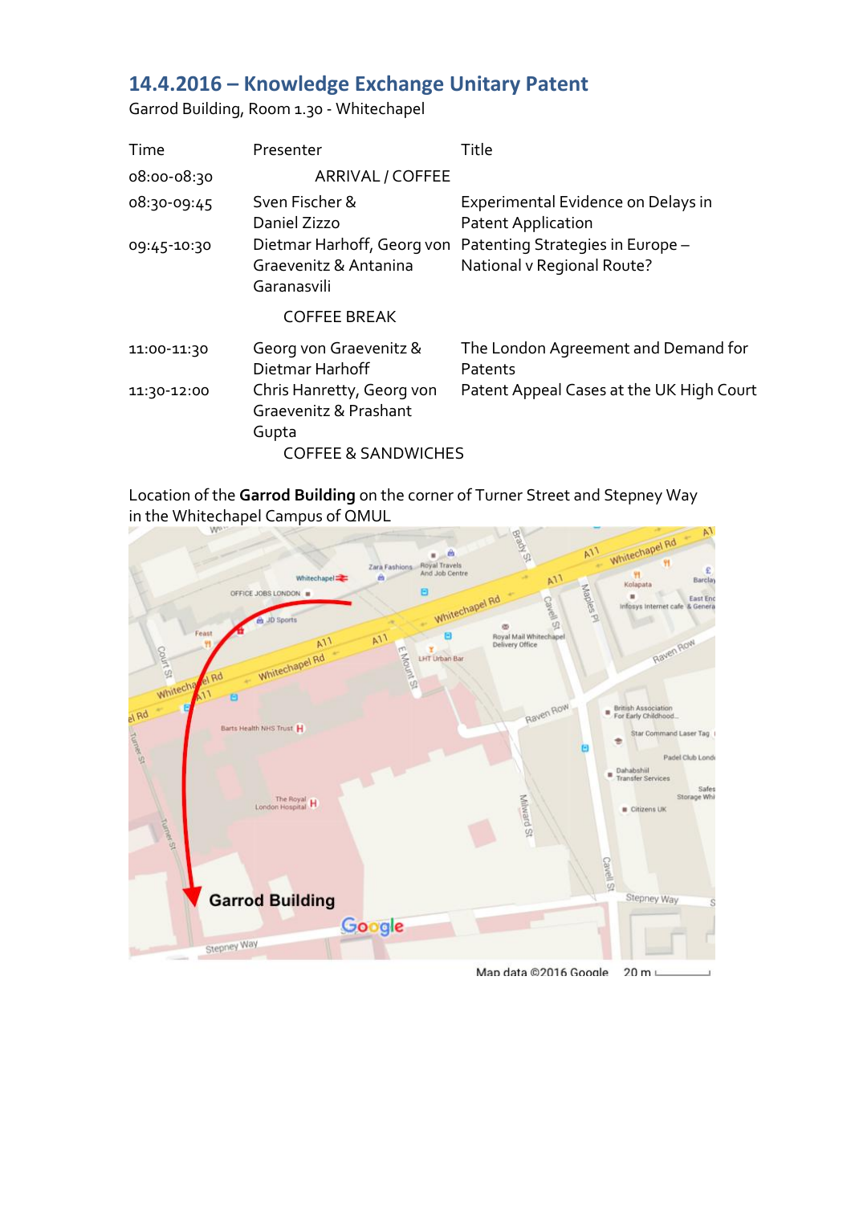## 14.4.2016 – Knowledge Exchange Unitary Patent

Garrod Building, Room 1.30 - Whitechapel

| Time | Presenter | Title |
|---|---|---|
| 08:00-08:30 | ARRIVAL / COFFEE | |
| 08:30-09:45 | Sven Fischer & Daniel Zizzo | Experimental Evidence on Delays in Patent Application |
| 09:45-10:30 | Dietmar Harhoff, Georg von Graevenitz & Antanina Garanasvili | Patenting Strategies in Europe – National v Regional Route? |
| | COFFEE BREAK | |
| 11:00-11:30 | Georg von Graevenitz & Dietmar Harhoff | The London Agreement and Demand for Patents |
| 11:30-12:00 | Chris Hanretty, Georg von Graevenitz & Prashant Gupta | Patent Appeal Cases at the UK High Court |
| | COFFEE & SANDWICHES | |

Location of the **Garrod Building** on the corner of Turner Street and Stepney Way in the Whitechapel Campus of QMUL

Garrod Building

Map data ©2016 Google 20 m